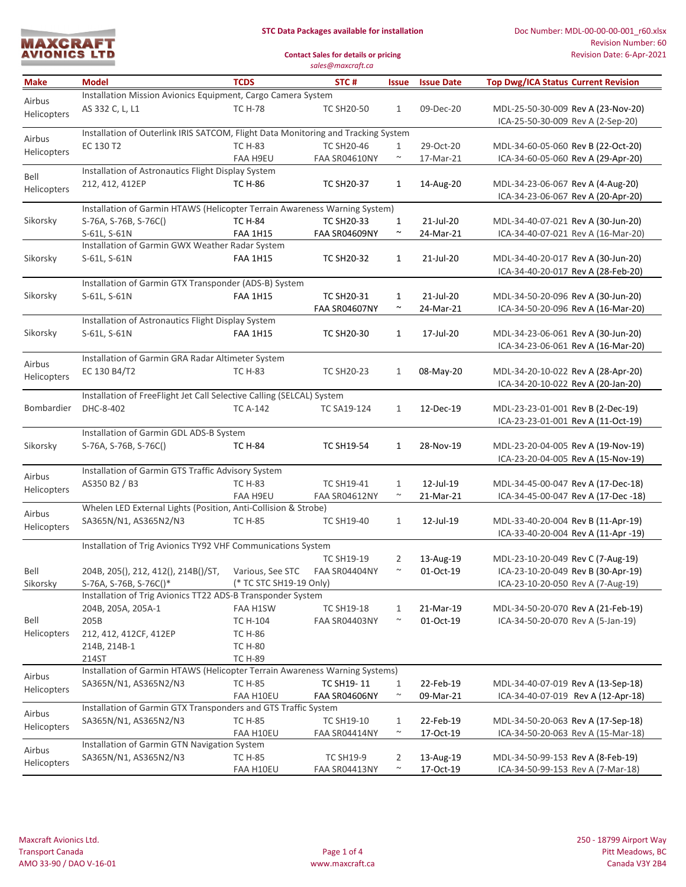**MAXCRAFT AVIONICS LTD**

**STC Data Packages available for installation**

**Contact Sales for details or pricing**
*sales@maxcraft.ca*

Doc Number: MDL-00-00-00-001_r60.xlsx
Revision Number: 60
Revision Date: 6-Apr-2021

| Make | Model | TCDS | STC # | Issue | Issue Date | Top Dwg/ICA Status | Current Revision |
|---|---|---|---|---|---|---|---|
| Airbus Helicopters | Installation Mission Avionics Equipment, Cargo Camera System | | | | | | |
| | AS 332 C, L, L1 | TC H-78 | TC SH20-50 | 1 | 09-Dec-20 | MDL-25-50-30-009 | Rev A (23-Nov-20) |
| | | | | | | ICA-25-50-30-009 | Rev A (2-Sep-20) |
| Airbus Helicopters | Installation of Outerlink IRIS SATCOM, Flight Data Monitoring and Tracking System | | | | | | |
| | EC 130 T2 | TC H-83 | TC SH20-46 | 1 | 29-Oct-20 | MDL-34-60-05-060 | Rev B (22-Oct-20) |
| | | FAA H9EU | FAA SR04610NY | ~ | 17-Mar-21 | ICA-34-60-05-060 | Rev A (29-Apr-20) |
| Bell Helicopters | Installation of Astronautics Flight Display System | | | | | | |
| | 212, 412, 412EP | TC H-86 | TC SH20-37 | 1 | 14-Aug-20 | MDL-34-23-06-067 | Rev A (4-Aug-20) |
| | | | | | | ICA-34-23-06-067 | Rev A (20-Apr-20) |
| Sikorsky | Installation of Garmin HTAWS (Helicopter Terrain Awareness Warning System) | | | | | | |
| | S-76A, S-76B, S-76C() | TC H-84 | TC SH20-33 | 1 | 21-Jul-20 | MDL-34-40-07-021 | Rev A (30-Jun-20) |
| | S-61L, S-61N | FAA 1H15 | FAA SR04609NY | ~ | 24-Mar-21 | ICA-34-40-07-021 | Rev A (16-Mar-20) |
| Sikorsky | Installation of Garmin GWX Weather Radar System | | | | | | |
| | S-61L, S-61N | FAA 1H15 | TC SH20-32 | 1 | 21-Jul-20 | MDL-34-40-20-017 | Rev A (30-Jun-20) |
| | | | | | | ICA-34-40-20-017 | Rev A (28-Feb-20) |
| Sikorsky | Installation of Garmin GTX Transponder (ADS-B) System | | | | | | |
| | S-61L, S-61N | FAA 1H15 | TC SH20-31 | 1 | 21-Jul-20 | MDL-34-50-20-096 | Rev A (30-Jun-20) |
| | | | FAA SR04607NY | ~ | 24-Mar-21 | ICA-34-50-20-096 | Rev A (16-Mar-20) |
| Sikorsky | Installation of Astronautics Flight Display System | | | | | | |
| | S-61L, S-61N | FAA 1H15 | TC SH20-30 | 1 | 17-Jul-20 | MDL-34-23-06-061 | Rev A (30-Jun-20) |
| | | | | | | ICA-34-23-06-061 | Rev A (16-Mar-20) |
| Airbus Helicopters | Installation of Garmin GRA Radar Altimeter System | | | | | | |
| | EC 130 B4/T2 | TC H-83 | TC SH20-23 | 1 | 08-May-20 | MDL-34-20-10-022 | Rev A (28-Apr-20) |
| | | | | | | ICA-34-20-10-022 | Rev A (20-Jan-20) |
| Bombardier | Installation of FreeFlight Jet Call Selective Calling (SELCAL) System | | | | | | |
| | DHC-8-402 | TC A-142 | TC SA19-124 | 1 | 12-Dec-19 | MDL-23-23-01-001 | Rev B (2-Dec-19) |
| | | | | | | ICA-23-23-01-001 | Rev A (11-Oct-19) |
| Sikorsky | Installation of Garmin GDL ADS-B System | | | | | | |
| | S-76A, S-76B, S-76C() | TC H-84 | TC SH19-54 | 1 | 28-Nov-19 | MDL-23-20-04-005 | Rev A (19-Nov-19) |
| | | | | | | ICA-23-20-04-005 | Rev A (15-Nov-19) |
| Airbus Helicopters | Installation of Garmin GTS Traffic Advisory System | | | | | | |
| | AS350 B2 / B3 | TC H-83 | TC SH19-41 | 1 | 12-Jul-19 | MDL-34-45-00-047 | Rev A (17-Dec-18) |
| | | FAA H9EU | FAA SR04612NY | ~ | 21-Mar-21 | ICA-34-45-00-047 | Rev A (17-Dec -18) |
| Airbus Helicopters | Whelen LED External Lights (Position, Anti-Collision & Strobe) | | | | | | |
| | SA365N/N1, AS365N2/N3 | TC H-85 | TC SH19-40 | 1 | 12-Jul-19 | MDL-33-40-20-004 | Rev B (11-Apr-19) |
| | | | | | | ICA-33-40-20-004 | Rev A (11-Apr -19) |
| Bell Sikorsky | Installation of Trig Avionics TY92 VHF Communications System | | | | | | |
| | | | TC SH19-19 | 2 | 13-Aug-19 | MDL-23-10-20-049 | Rev C (7-Aug-19) |
| | 204B, 205(), 212, 412(), 214B()/ST, | Various, See STC | FAA SR04404NY | ~ | 01-Oct-19 | ICA-23-10-20-049 | Rev B (30-Apr-19) |
| | S-76A, S-76B, S-76C()* | (* TC STC SH19-19 Only) | | | | ICA-23-10-20-050 | Rev A (7-Aug-19) |
| Bell Helicopters | Installation of Trig Avionics TT22 ADS-B Transponder System | | | | | | |
| | 204B, 205A, 205A-1 | FAA H1SW | TC SH19-18 | 1 | 21-Mar-19 | MDL-34-50-20-070 | Rev A (21-Feb-19) |
| | 205B | TC H-104 | FAA SR04403NY | ~ | 01-Oct-19 | ICA-34-50-20-070 | Rev A (5-Jan-19) |
| | 212, 412, 412CF, 412EP | TC H-86 | | | | | |
| | 214B, 214B-1 | TC H-80 | | | | | |
| | 214ST | TC H-89 | | | | | |
| Airbus Helicopters | Installation of Garmin HTAWS (Helicopter Terrain Awareness Warning Systems) | | | | | | |
| | SA365N/N1, AS365N2/N3 | TC H-85 | TC SH19- 11 | 1 | 22-Feb-19 | MDL-34-40-07-019 | Rev A (13-Sep-18) |
| | | FAA H10EU | FAA SR04606NY | ~ | 09-Mar-21 | ICA-34-40-07-019 | Rev A (12-Apr-18) |
| Airbus Helicopters | Installation of Garmin GTX Transponders and GTS Traffic System | | | | | | |
| | SA365N/N1, AS365N2/N3 | TC H-85 | TC SH19-10 | 1 | 22-Feb-19 | MDL-34-50-20-063 | Rev A (17-Sep-18) |
| | | FAA H10EU | FAA SR04414NY | ~ | 17-Oct-19 | ICA-34-50-20-063 | Rev A (15-Mar-18) |
| Airbus Helicopters | Installation of Garmin GTN Navigation System | | | | | | |
| | SA365N/N1, AS365N2/N3 | TC H-85 | TC SH19-9 | 2 | 13-Aug-19 | MDL-34-50-99-153 | Rev A (8-Feb-19) |
| | | FAA H10EU | FAA SR04413NY | ~ | 17-Oct-19 | ICA-34-50-99-153 | Rev A (7-Mar-18) |

Maxcraft Avionics Ltd.
Transport Canada
AMO 33-90 / DAO V-16-01

www.maxcraft.ca

250 - 18799 Airport Way
Pitt Meadows, BC
Canada V3Y 2B4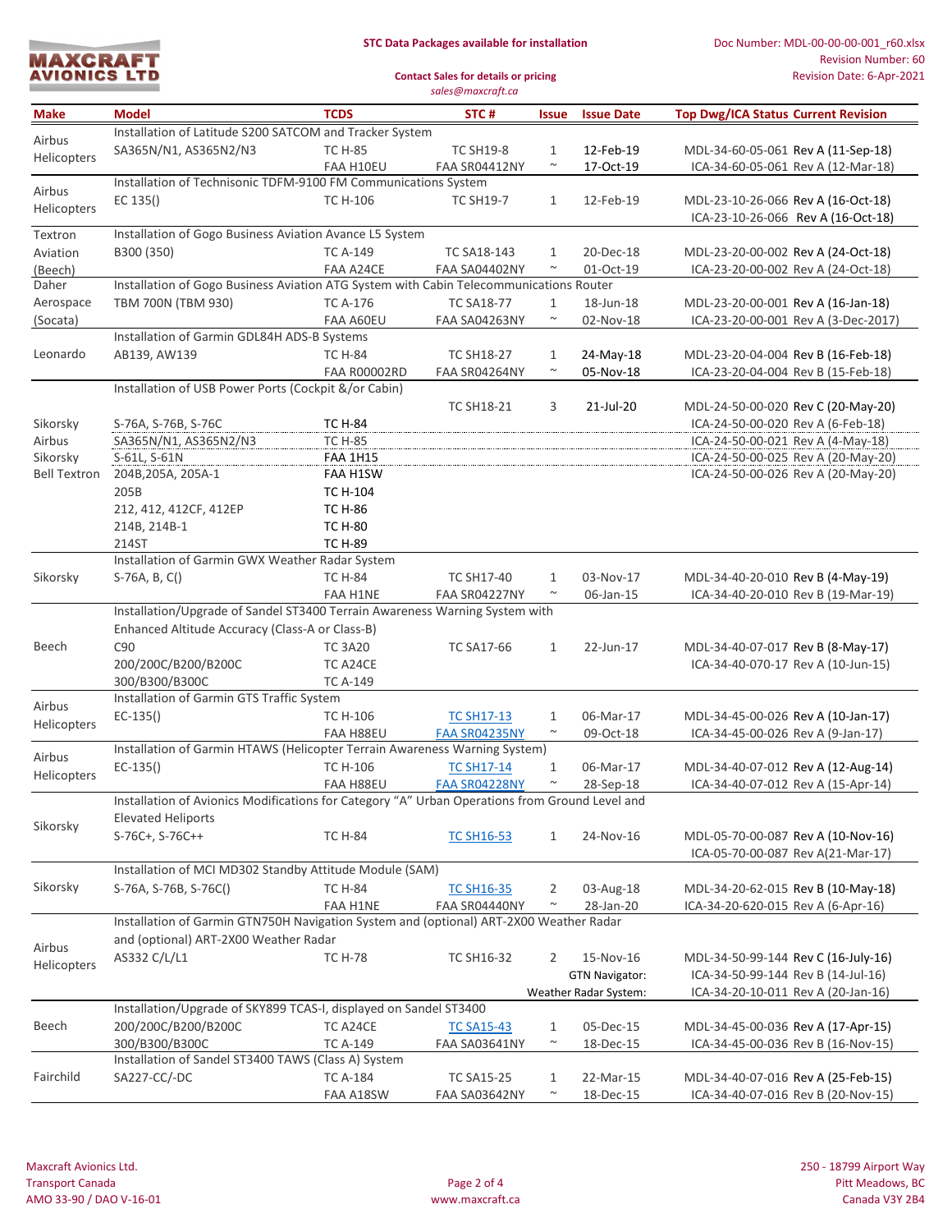MAXCRAFT AVIONICS LTD

**STC Data Packages available for installation**

**Contact Sales for details or pricing**
*sales@maxcraft.ca*

Doc Number: MDL-00-00-00-001_r60.xlsx
Revision Number: 60
Revision Date: 6-Apr-2021

| Make | Model | TCDS | STC # | Issue | Issue Date | Top Dwg/ICA Status Current Revision |
|---|---|---|---|---|---|---|
| Airbus Helicopters | Installation of Latitude S200 SATCOM and Tracker System | | | | | |
| | SA365N/N1, AS365N2/N3 | TC H-85 | TC SH19-8 | 1 | 12-Feb-19 | MDL-34-60-05-061 Rev A (11-Sep-18) |
| | | FAA H10EU | FAA SR04412NY | ~ | 17-Oct-19 | ICA-34-60-05-061 Rev A (12-Mar-18) |
| Airbus Helicopters | Installation of Technisonic TDFM-9100 FM Communications System | | | | | |
| | EC 135() | TC H-106 | TC SH19-7 | 1 | 12-Feb-19 | MDL-23-10-26-066 Rev A (16-Oct-18) |
| | | | | | | ICA-23-10-26-066 Rev A (16-Oct-18) |
| Textron Aviation (Beech) | Installation of Gogo Business Aviation Avance L5 System | | | | | |
| | B300 (350) | TC A-149 | TC SA18-143 | 1 | 20-Dec-18 | MDL-23-20-00-002 Rev A (24-Oct-18) |
| | | FAA A24CE | FAA SA04402NY | ~ | 01-Oct-19 | ICA-23-20-00-002 Rev A (24-Oct-18) |
| Daher Aerospace (Socata) | Installation of Gogo Business Aviation ATG System with Cabin Telecommunications Router | | | | | |
| | TBM 700N (TBM 930) | TC A-176 | TC SA18-77 | 1 | 18-Jun-18 | MDL-23-20-00-001 Rev A (16-Jan-18) |
| | | FAA A60EU | FAA SA04263NY | ~ | 02-Nov-18 | ICA-23-20-00-001 Rev A (3-Dec-2017) |
| Leonardo | Installation of Garmin GDL84H ADS-B Systems | | | | | |
| | AB139, AW139 | TC H-84 | TC SH18-27 | 1 | 24-May-18 | MDL-23-20-04-004 Rev B (16-Feb-18) |
| | | FAA R00002RD | FAA SR04264NY | ~ | 05-Nov-18 | ICA-23-20-04-004 Rev B (15-Feb-18) |
| | Installation of USB Power Ports (Cockpit &/or Cabin) | | | | | |
| | | | TC SH18-21 | 3 | 21-Jul-20 | MDL-24-50-00-020 Rev C (20-May-20) |
| Sikorsky | S-76A, S-76B, S-76C | TC H-84 | | | | ICA-24-50-00-020 Rev A (6-Feb-18) |
| Airbus | SA365N/N1, AS365N2/N3 | TC H-85 | | | | ICA-24-50-00-021 Rev A (4-May-18) |
| Sikorsky | S-61L, S-61N | FAA 1H15 | | | | ICA-24-50-00-025 Rev A (20-May-20) |
| Bell Textron | 204B,205A, 205A-1 | FAA H1SW | | | | ICA-24-50-00-026 Rev A (20-May-20) |
| | 205B | TC H-104 | | | | |
| | 212, 412, 412CF, 412EP | TC H-86 | | | | |
| | 214B, 214B-1 | TC H-80 | | | | |
| | 214ST | TC H-89 | | | | |
| Sikorsky | Installation of Garmin GWX Weather Radar System | | | | | |
| | S-76A, B, C() | TC H-84 | TC SH17-40 | 1 | 03-Nov-17 | MDL-34-40-20-010 Rev B (4-May-19) |
| | | FAA H1NE | FAA SR04227NY | ~ | 06-Jan-15 | ICA-34-40-20-010 Rev B (19-Mar-19) |
| Beech | Installation/Upgrade of Sandel ST3400 Terrain Awareness Warning System with Enhanced Altitude Accuracy (Class-A or Class-B) | | | | | |
| | C90 | TC 3A20 | TC SA17-66 | 1 | 22-Jun-17 | MDL-34-40-07-017 Rev B (8-May-17) |
| | 200/200C/B200/B200C | TC A24CE | | | | ICA-34-40-070-17 Rev A (10-Jun-15) |
| | 300/B300/B300C | TC A-149 | | | | |
| Airbus Helicopters | Installation of Garmin GTS Traffic System | | | | | |
| | EC-135() | TC H-106 | TC SH17-13 | 1 | 06-Mar-17 | MDL-34-45-00-026 Rev A (10-Jan-17) |
| | | FAA H88EU | FAA SR04235NY | ~ | 09-Oct-18 | ICA-34-45-00-026 Rev A (9-Jan-17) |
| Airbus Helicopters | Installation of Garmin HTAWS (Helicopter Terrain Awareness Warning System) | | | | | |
| | EC-135() | TC H-106 | TC SH17-14 | 1 | 06-Mar-17 | MDL-34-40-07-012 Rev A (12-Aug-14) |
| | | FAA H88EU | FAA SR04228NY | ~ | 28-Sep-18 | ICA-34-40-07-012 Rev A (15-Apr-14) |
| Sikorsky | Installation of Avionics Modifications for Category "A" Urban Operations from Ground Level and Elevated Heliports | | | | | |
| | S-76C+, S-76C++ | TC H-84 | TC SH16-53 | 1 | 24-Nov-16 | MDL-05-70-00-087 Rev A (10-Nov-16) |
| | | | | | | ICA-05-70-00-087 Rev A(21-Mar-17) |
| Sikorsky | Installation of MCI MD302 Standby Attitude Module (SAM) | | | | | |
| | S-76A, S-76B, S-76C() | TC H-84 | TC SH16-35 | 2 | 03-Aug-18 | MDL-34-20-62-015 Rev B (10-May-18) |
| | | FAA H1NE | FAA SR04440NY | ~ | 28-Jan-20 | ICA-34-20-620-015 Rev A (6-Apr-16) |
| Airbus Helicopters | Installation of Garmin GTN750H Navigation System and (optional) ART-2X00 Weather Radar and (optional) ART-2X00 Weather Radar | | | | | |
| | AS332 C/L/L1 | TC H-78 | TC SH16-32 | 2 | 15-Nov-16 | MDL-34-50-99-144 Rev C (16-July-16) |
| | | | | | GTN Navigator: | ICA-34-50-99-144 Rev B (14-Jul-16) |
| | | | | | Weather Radar System: | ICA-34-20-10-011 Rev A (20-Jan-16) |
| Beech | Installation/Upgrade of SKY899 TCAS-I, displayed on Sandel ST3400 | | | | | |
| | 200/200C/B200/B200C | TC A24CE | TC SA15-43 | 1 | 05-Dec-15 | MDL-34-45-00-036 Rev A (17-Apr-15) |
| | 300/B300/B300C | TC A-149 | FAA SA03641NY | ~ | 18-Dec-15 | ICA-34-45-00-036 Rev B (16-Nov-15) |
| Fairchild | Installation of Sandel ST3400 TAWS (Class A) System | | | | | |
| | SA227-CC/-DC | TC A-184 | TC SA15-25 | 1 | 22-Mar-15 | MDL-34-40-07-016 Rev A (25-Feb-15) |
| | | FAA A18SW | FAA SA03642NY | ~ | 18-Dec-15 | ICA-34-40-07-016 Rev B (20-Nov-15) |

Maxcraft Avionics Ltd.
Transport Canada
AMO 33-90 / DAO V-16-01

www.maxcraft.ca

250 - 18799 Airport Way
Pitt Meadows, BC
Canada V3Y 2B4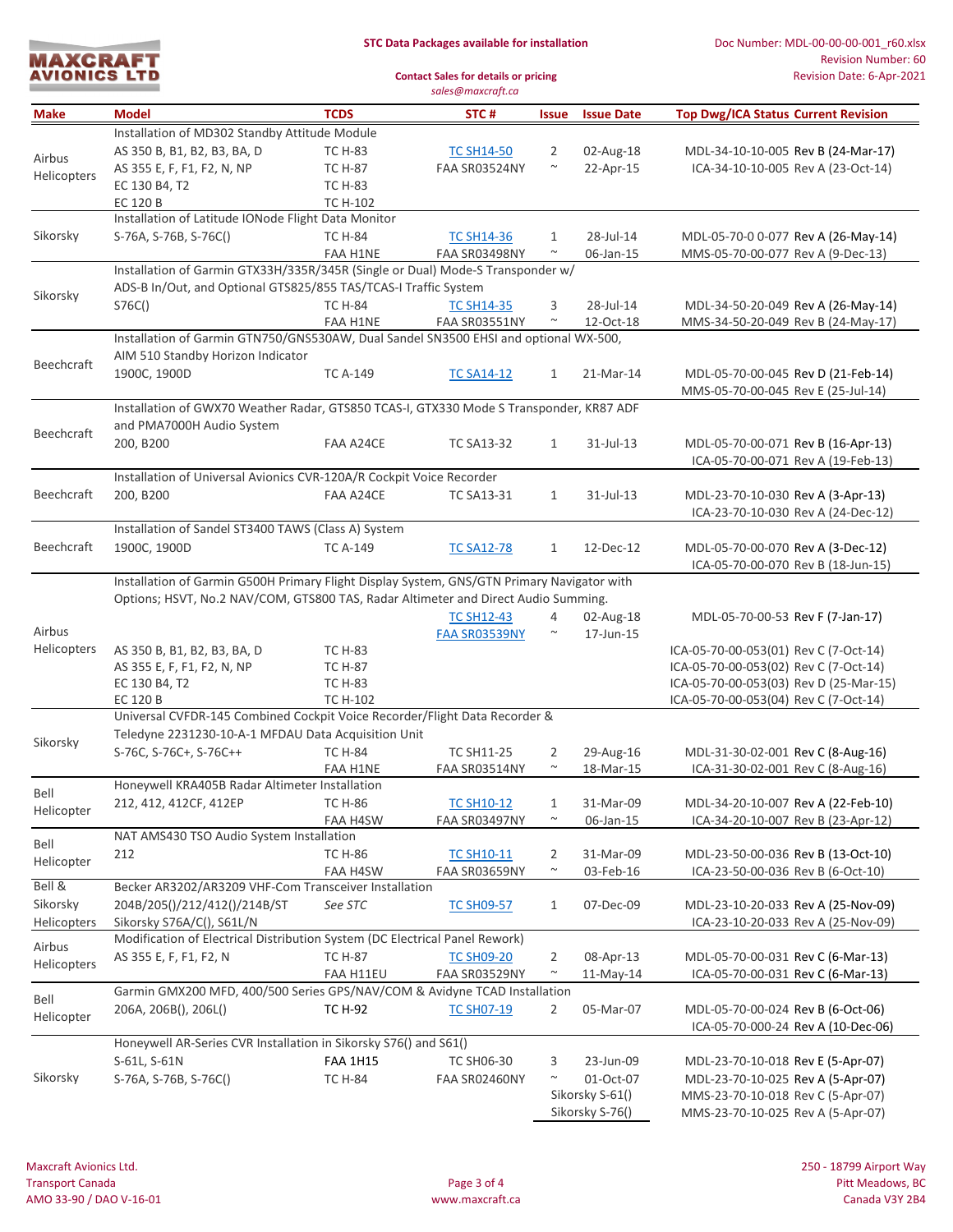**STC Data Packages available for installation**

**Contact Sales for details or pricing**
*sales@maxcraft.ca*

Doc Number: MDL-00-00-00-001_r60.xlsx
Revision Number: 60
Revision Date: 6-Apr-2021

| Make | Model | TCDS | STC # | Issue | Issue Date | Top Dwg/ICA Status Current Revision |
|---|---|---|---|---|---|---|
| Airbus Helicopters | Installation of MD302 Standby Attitude Module | | | | | |
| | AS 350 B, B1, B2, B3, BA, D | TC H-83 | TC SH14-50 | 2 | 02-Aug-18 | MDL-34-10-10-005 Rev B (24-Mar-17) |
| | AS 355 E, F, F1, F2, N, NP | TC H-87 | FAA SR03524NY | ~ | 22-Apr-15 | ICA-34-10-10-005 Rev A (23-Oct-14) |
| | EC 130 B4, T2 | TC H-83 | | | | |
| | EC 120 B | TC H-102 | | | | |
| Sikorsky | Installation of Latitude IONode Flight Data Monitor | | | | | |
| | S-76A, S-76B, S-76C() | TC H-84 | TC SH14-36 | 1 | 28-Jul-14 | MDL-05-70-0 0-077 Rev A (26-May-14) |
| | | FAA H1NE | FAA SR03498NY | ~ | 06-Jan-15 | MMS-05-70-00-077 Rev A (9-Dec-13) |
| Sikorsky | Installation of Garmin GTX33H/335R/345R (Single or Dual) Mode-S Transponder w/ ADS-B In/Out, and Optional GTS825/855 TAS/TCAS-I Traffic System | | | | | |
| | S76C() | TC H-84 | TC SH14-35 | 3 | 28-Jul-14 | MDL-34-50-20-049 Rev A (26-May-14) |
| | | FAA H1NE | FAA SR03551NY | ~ | 12-Oct-18 | MMS-34-50-20-049 Rev B (24-May-17) |
| Beechcraft | Installation of Garmin GTN750/GNS530AW, Dual Sandel SN3500 EHSI and optional WX-500, AIM 510 Standby Horizon Indicator | | | | | |
| | 1900C, 1900D | TC A-149 | TC SA14-12 | 1 | 21-Mar-14 | MDL-05-70-00-045 Rev D (21-Feb-14) |
| | | | | | | MMS-05-70-00-045 Rev E (25-Jul-14) |
| Beechcraft | Installation of GWX70 Weather Radar, GTS850 TCAS-I, GTX330 Mode S Transponder, KR87 ADF and PMA7000H Audio System | | | | | |
| | 200, B200 | FAA A24CE | TC SA13-32 | 1 | 31-Jul-13 | MDL-05-70-00-071 Rev B (16-Apr-13) |
| | | | | | | ICA-05-70-00-071 Rev A (19-Feb-13) |
| Beechcraft | Installation of Universal Avionics CVR-120A/R Cockpit Voice Recorder | | | | | |
| | 200, B200 | FAA A24CE | TC SA13-31 | 1 | 31-Jul-13 | MDL-23-70-10-030 Rev A (3-Apr-13) |
| | | | | | | ICA-23-70-10-030 Rev A (24-Dec-12) |
| Beechcraft | Installation of Sandel ST3400 TAWS (Class A) System | | | | | |
| | 1900C, 1900D | TC A-149 | TC SA12-78 | 1 | 12-Dec-12 | MDL-05-70-00-070 Rev A (3-Dec-12) |
| | | | | | | ICA-05-70-00-070 Rev B (18-Jun-15) |
| Airbus Helicopters | Installation of Garmin G500H Primary Flight Display System, GNS/GTN Primary Navigator with Options; HSVT, No.2 NAV/COM, GTS800 TAS, Radar Altimeter and Direct Audio Summing. | | | | | |
| | | | TC SH12-43 | 4 | 02-Aug-18 | MDL-05-70-00-53 Rev F (7-Jan-17) |
| | | | FAA SR03539NY | ~ | 17-Jun-15 | |
| | AS 350 B, B1, B2, B3, BA, D | TC H-83 | | | | ICA-05-70-00-053(01) Rev C (7-Oct-14) |
| | AS 355 E, F, F1, F2, N, NP | TC H-87 | | | | ICA-05-70-00-053(02) Rev C (7-Oct-14) |
| | EC 130 B4, T2 | TC H-83 | | | | ICA-05-70-00-053(03) Rev D (25-Mar-15) |
| | EC 120 B | TC H-102 | | | | ICA-05-70-00-053(04) Rev C (7-Oct-14) |
| Sikorsky | Universal CVFDR-145 Combined Cockpit Voice Recorder/Flight Data Recorder & Teledyne 2231230-10-A-1 MFDAU Data Acquisition Unit | | | | | |
| | S-76C, S-76C+, S-76C++ | TC H-84 | TC SH11-25 | 2 | 29-Aug-16 | MDL-31-30-02-001 Rev C (8-Aug-16) |
| | | FAA H1NE | FAA SR03514NY | ~ | 18-Mar-15 | ICA-31-30-02-001 Rev C (8-Aug-16) |
| Bell Helicopter | Honeywell KRA405B Radar Altimeter Installation | | | | | |
| | 212, 412, 412CF, 412EP | TC H-86 | TC SH10-12 | 1 | 31-Mar-09 | MDL-34-20-10-007 Rev A (22-Feb-10) |
| | | FAA H4SW | FAA SR03497NY | ~ | 06-Jan-15 | ICA-34-20-10-007 Rev B (23-Apr-12) |
| Bell Helicopter | NAT AMS430 TSO Audio System Installation | | | | | |
| | 212 | TC H-86 | TC SH10-11 | 2 | 31-Mar-09 | MDL-23-50-00-036 Rev B (13-Oct-10) |
| | | FAA H4SW | FAA SR03659NY | ~ | 03-Feb-16 | ICA-23-50-00-036 Rev B (6-Oct-10) |
| Bell & Sikorsky Helicopters | Becker AR3202/AR3209 VHF-Com Transceiver Installation | | | | | |
| | 204B/205()/212/412()/214B/ST | *See STC* | TC SH09-57 | 1 | 07-Dec-09 | MDL-23-10-20-033 Rev A (25-Nov-09) |
| | Sikorsky S76A/C(), S61L/N | | | | | ICA-23-10-20-033 Rev A (25-Nov-09) |
| Airbus Helicopters | Modification of Electrical Distribution System (DC Electrical Panel Rework) | | | | | |
| | AS 355 E, F, F1, F2, N | TC H-87 | TC SH09-20 | 2 | 08-Apr-13 | MDL-05-70-00-031 Rev C (6-Mar-13) |
| | | FAA H11EU | FAA SR03529NY | ~ | 11-May-14 | ICA-05-70-00-031 Rev C (6-Mar-13) |
| Bell Helicopter | Garmin GMX200 MFD, 400/500 Series GPS/NAV/COM & Avidyne TCAD Installation | | | | | |
| | 206A, 206B(), 206L() | TC H-92 | TC SH07-19 | 2 | 05-Mar-07 | MDL-05-70-00-024 Rev B (6-Oct-06) |
| | | | | | | ICA-05-70-000-24 Rev A (10-Dec-06) |
| Sikorsky | Honeywell AR-Series CVR Installation in Sikorsky S76() and S61() | | | | | |
| | S-61L, S-61N | FAA 1H15 | TC SH06-30 | 3 | 23-Jun-09 | MDL-23-70-10-018 Rev E (5-Apr-07) |
| | S-76A, S-76B, S-76C() | TC H-84 | FAA SR02460NY | ~ | 01-Oct-07 | MDL-23-70-10-025 Rev A (5-Apr-07) |
| | | | | Sikorsky S-61() | | MMS-23-70-10-018 Rev C (5-Apr-07) |
| | | | | Sikorsky S-76() | | MMS-23-70-10-025 Rev A (5-Apr-07) |

Maxcraft Avionics Ltd.
Transport Canada
AMO 33-90 / DAO V-16-01

www.maxcraft.ca

250 - 18799 Airport Way
Pitt Meadows, BC
Canada V3Y 2B4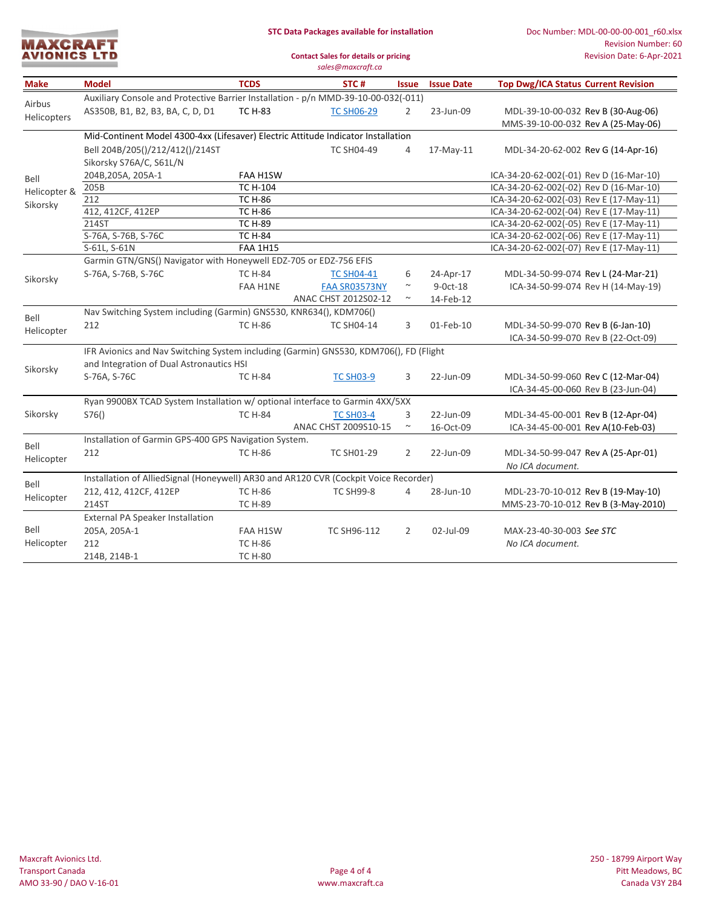MAXCRAFT AVIONICS LTD

**STC Data Packages available for installation**

**Contact Sales for details or pricing**
*sales@maxcraft.ca*

Doc Number: MDL-00-00-00-001_r60.xlsx
Revision Number: 60
Revision Date: 6-Apr-2021

| Make | Model | TCDS | STC # | Issue | Issue Date | Top Dwg/ICA Status Current Revision |
|---|---|---|---|---|---|---|
| Airbus Helicopters | Auxiliary Console and Protective Barrier Installation - p/n MMD-39-10-00-032(-011) | | | | | |
| | AS350B, B1, B2, B3, BA, C, D, D1 | TC H-83 | TC SH06-29 | 2 | 23-Jun-09 | MDL-39-10-00-032 Rev B (30-Aug-06) |
| | | | | | | MMS-39-10-00-032 Rev A (25-May-06) |
| Bell Helicopter & Sikorsky | Mid-Continent Model 4300-4xx (Lifesaver) Electric Attitude Indicator Installation | | | | | |
| | Bell 204B/205()/212/412()/214ST | | TC SH04-49 | 4 | 17-May-11 | MDL-34-20-62-002 Rev G (14-Apr-16) |
| | Sikorsky S76A/C, S61L/N | | | | | |
| | 204B,205A, 205A-1 | FAA H1SW | | | | ICA-34-20-62-002(-01) Rev D (16-Mar-10) |
| | 205B | TC H-104 | | | | ICA-34-20-62-002(-02) Rev D (16-Mar-10) |
| | 212 | TC H-86 | | | | ICA-34-20-62-002(-03) Rev E (17-May-11) |
| | 412, 412CF, 412EP | TC H-86 | | | | ICA-34-20-62-002(-04) Rev E (17-May-11) |
| | 214ST | TC H-89 | | | | ICA-34-20-62-002(-05) Rev E (17-May-11) |
| | S-76A, S-76B, S-76C | TC H-84 | | | | ICA-34-20-62-002(-06) Rev E (17-May-11) |
| | S-61L, S-61N | FAA 1H15 | | | | ICA-34-20-62-002(-07) Rev E (17-May-11) |
| Sikorsky | Garmin GTN/GNS() Navigator with Honeywell EDZ-705 or EDZ-756 EFIS | | | | | |
| | S-76A, S-76B, S-76C | TC H-84 | TC SH04-41 | 6 | 24-Apr-17 | MDL-34-50-99-074 Rev L (24-Mar-21) |
| | | FAA H1NE | FAA SR03573NY | ~ | 9-Oct-18 | ICA-34-50-99-074 Rev H (14-May-19) |
| | | | ANAC CHST 2012S02-12 | ~ | 14-Feb-12 | |
| Bell Helicopter | Nav Switching System including (Garmin) GNS530, KNR634(), KDM706() | | | | | |
| | 212 | TC H-86 | TC SH04-14 | 3 | 01-Feb-10 | MDL-34-50-99-070 Rev B (6-Jan-10) |
| | | | | | | ICA-34-50-99-070 Rev B (22-Oct-09) |
| Sikorsky | IFR Avionics and Nav Switching System including (Garmin) GNS530, KDM706(), FD (Flight and Integration of Dual Astronautics HSI | | | | | |
| | S-76A, S-76C | TC H-84 | TC SH03-9 | 3 | 22-Jun-09 | MDL-34-50-99-060 Rev C (12-Mar-04) |
| | | | | | | ICA-34-45-00-060 Rev B (23-Jun-04) |
| Sikorsky | Ryan 9900BX TCAD System Installation w/ optional interface to Garmin 4XX/5XX | | | | | |
| | S76() | TC H-84 | TC SH03-4 | 3 | 22-Jun-09 | MDL-34-45-00-001 Rev B (12-Apr-04) |
| | | | ANAC CHST 2009S10-15 | ~ | 16-Oct-09 | ICA-34-45-00-001 Rev A(10-Feb-03) |
| Bell Helicopter | Installation of Garmin GPS-400 GPS Navigation System. | | | | | |
| | 212 | TC H-86 | TC SH01-29 | 2 | 22-Jun-09 | MDL-34-50-99-047 Rev A (25-Apr-01) |
| | | | | | | *No ICA document.* |
| Bell Helicopter | Installation of AlliedSignal (Honeywell) AR30 and AR120 CVR (Cockpit Voice Recorder) | | | | | |
| | 212, 412, 412CF, 412EP | TC H-86 | TC SH99-8 | 4 | 28-Jun-10 | MDL-23-70-10-012 Rev B (19-May-10) |
| | 214ST | TC H-89 | | | | MMS-23-70-10-012 Rev B (3-May-2010) |
| Bell Helicopter | External PA Speaker Installation | | | | | |
| | 205A, 205A-1 | FAA H1SW | TC SH96-112 | 2 | 02-Jul-09 | MAX-23-40-30-003 *See STC* |
| | 212 | TC H-86 | | | | *No ICA document.* |
| | 214B, 214B-1 | TC H-80 | | | | |

Maxcraft Avionics Ltd.
Transport Canada
AMO 33-90 / DAO V-16-01

www.maxcraft.ca

250 - 18799 Airport Way
Pitt Meadows, BC
Canada V3Y 2B4